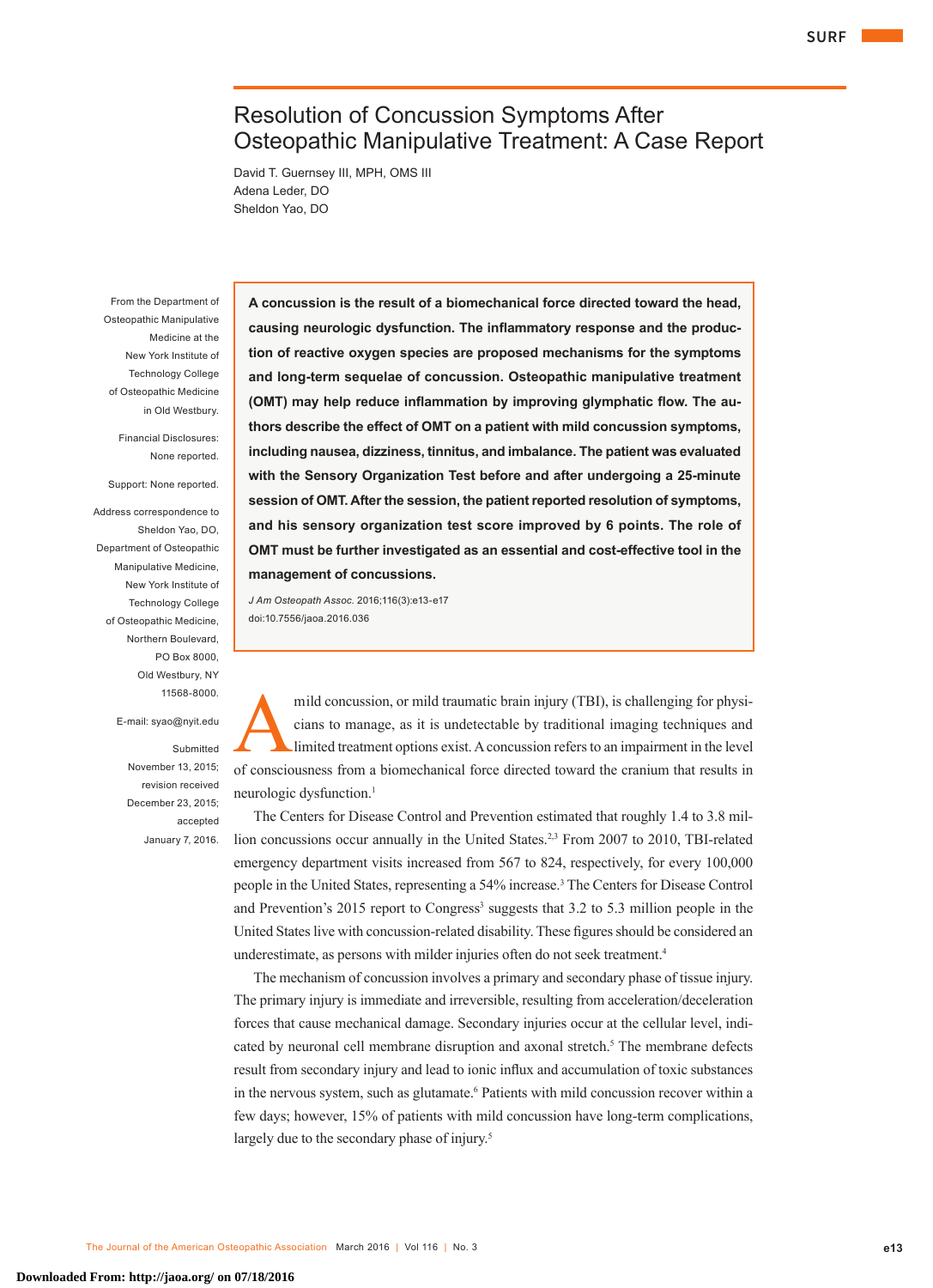# Resolution of Concussion Symptoms After Osteopathic Manipulative Treatment: A Case Report

David T. Guernsey III, MPH, OMS III
Adena Leder, DO
Sheldon Yao, DO

From the Department of Osteopathic Manipulative Medicine at the New York Institute of Technology College of Osteopathic Medicine in Old Westbury.

Financial Disclosures: None reported.

Support: None reported.

Address correspondence to Sheldon Yao, DO, Department of Osteopathic Manipulative Medicine, New York Institute of Technology College of Osteopathic Medicine, Northern Boulevard, PO Box 8000, Old Westbury, NY 11568-8000.

E-mail: syao@nyit.edu

Submitted November 13, 2015; revision received December 23, 2015; accepted January 7, 2016.

**A concussion is the result of a biomechanical force directed toward the head, causing neurologic dysfunction. The inflammatory response and the production of reactive oxygen species are proposed mechanisms for the symptoms and long-term sequelae of concussion. Osteopathic manipulative treatment (OMT) may help reduce inflammation by improving glymphatic flow. The authors describe the effect of OMT on a patient with mild concussion symptoms, including nausea, dizziness, tinnitus, and imbalance. The patient was evaluated with the Sensory Organization Test before and after undergoing a 25-minute session of OMT. After the session, the patient reported resolution of symptoms, and his sensory organization test score improved by 6 points. The role of OMT must be further investigated as an essential and cost-effective tool in the management of concussions.**

*J Am Osteopath Assoc.* 2016;116(3):e13-e17
doi:10.7556/jaoa.2016.036

A mild concussion, or mild traumatic brain injury (TBI), is challenging for physicians to manage, as it is undetectable by traditional imaging techniques and limited treatment options exist. A concussion refers to an impairment in the level of consciousness from a biomechanical force directed toward the cranium that results in neurologic dysfunction.[1]

The Centers for Disease Control and Prevention estimated that roughly 1.4 to 3.8 million concussions occur annually in the United States.[2,3] From 2007 to 2010, TBI-related emergency department visits increased from 567 to 824, respectively, for every 100,000 people in the United States, representing a 54% increase.[3] The Centers for Disease Control and Prevention's 2015 report to Congress[3] suggests that 3.2 to 5.3 million people in the United States live with concussion-related disability. These figures should be considered an underestimate, as persons with milder injuries often do not seek treatment.[4]

The mechanism of concussion involves a primary and secondary phase of tissue injury. The primary injury is immediate and irreversible, resulting from acceleration/deceleration forces that cause mechanical damage. Secondary injuries occur at the cellular level, indicated by neuronal cell membrane disruption and axonal stretch.[5] The membrane defects result from secondary injury and lead to ionic influx and accumulation of toxic substances in the nervous system, such as glutamate.[6] Patients with mild concussion recover within a few days; however, 15% of patients with mild concussion have long-term complications, largely due to the secondary phase of injury.[5]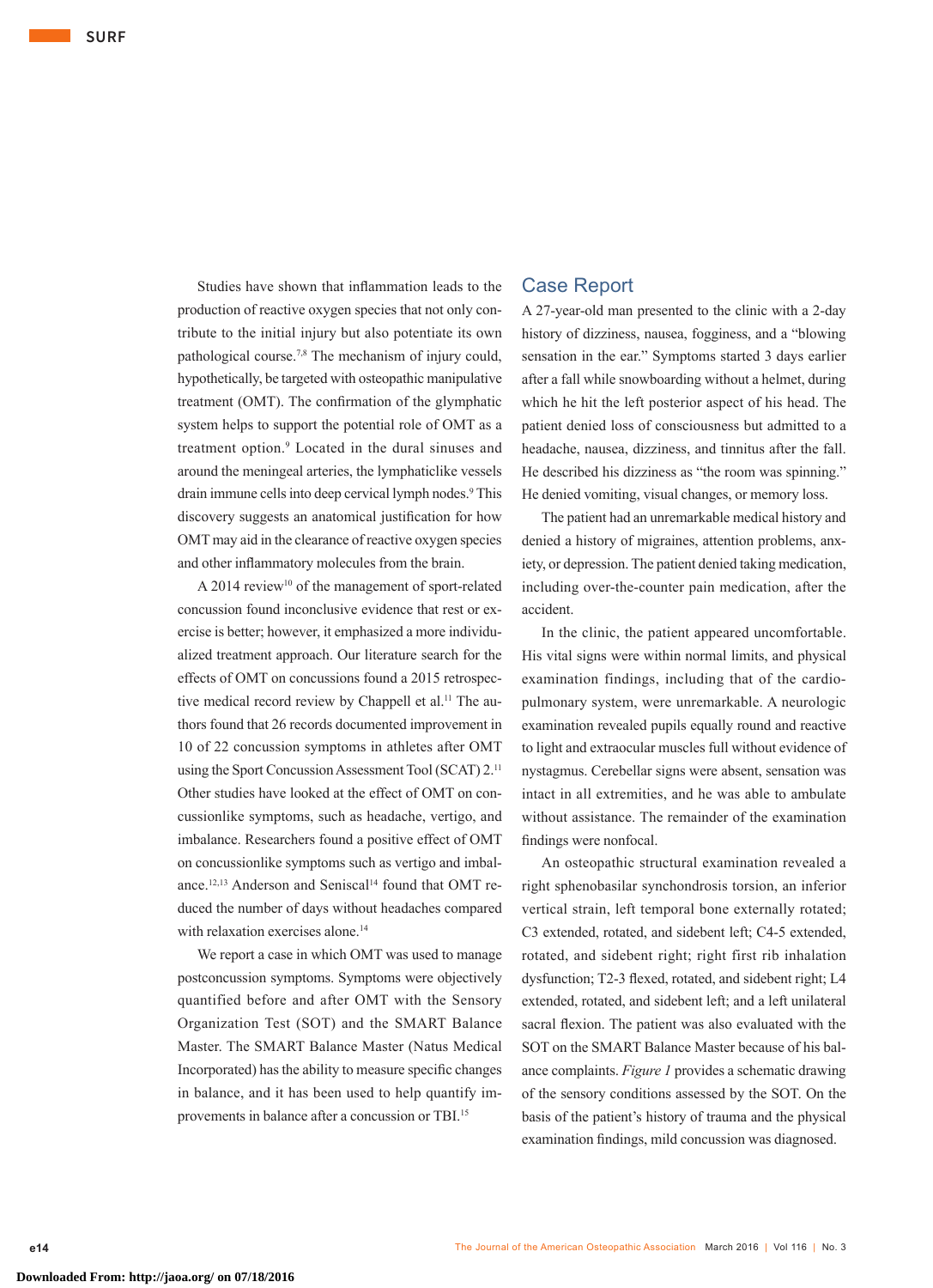Studies have shown that inflammation leads to the production of reactive oxygen species that not only contribute to the initial injury but also potentiate its own pathological course.[7,8] The mechanism of injury could, hypothetically, be targeted with osteopathic manipulative treatment (OMT). The confirmation of the glymphatic system helps to support the potential role of OMT as a treatment option.[9] Located in the dural sinuses and around the meningeal arteries, the lymphaticlike vessels drain immune cells into deep cervical lymph nodes.[9] This discovery suggests an anatomical justification for how OMT may aid in the clearance of reactive oxygen species and other inflammatory molecules from the brain.

A 2014 review[10] of the management of sport-related concussion found inconclusive evidence that rest or exercise is better; however, it emphasized a more individualized treatment approach. Our literature search for the effects of OMT on concussions found a 2015 retrospective medical record review by Chappell et al.[11] The authors found that 26 records documented improvement in 10 of 22 concussion symptoms in athletes after OMT using the Sport Concussion Assessment Tool (SCAT) 2.[11] Other studies have looked at the effect of OMT on concussionlike symptoms, such as headache, vertigo, and imbalance. Researchers found a positive effect of OMT on concussionlike symptoms such as vertigo and imbalance.[12,13] Anderson and Seniscal[14] found that OMT reduced the number of days without headaches compared with relaxation exercises alone.[14]

We report a case in which OMT was used to manage postconcussion symptoms. Symptoms were objectively quantified before and after OMT with the Sensory Organization Test (SOT) and the SMART Balance Master. The SMART Balance Master (Natus Medical Incorporated) has the ability to measure specific changes in balance, and it has been used to help quantify improvements in balance after a concussion or TBI.[15]

## Case Report

A 27-year-old man presented to the clinic with a 2-day history of dizziness, nausea, fogginess, and a "blowing sensation in the ear." Symptoms started 3 days earlier after a fall while snowboarding without a helmet, during which he hit the left posterior aspect of his head. The patient denied loss of consciousness but admitted to a headache, nausea, dizziness, and tinnitus after the fall. He described his dizziness as "the room was spinning." He denied vomiting, visual changes, or memory loss.

The patient had an unremarkable medical history and denied a history of migraines, attention problems, anxiety, or depression. The patient denied taking medication, including over-the-counter pain medication, after the accident.

In the clinic, the patient appeared uncomfortable. His vital signs were within normal limits, and physical examination findings, including that of the cardiopulmonary system, were unremarkable. A neurologic examination revealed pupils equally round and reactive to light and extraocular muscles full without evidence of nystagmus. Cerebellar signs were absent, sensation was intact in all extremities, and he was able to ambulate without assistance. The remainder of the examination findings were nonfocal.

An osteopathic structural examination revealed a right sphenobasilar synchondrosis torsion, an inferior vertical strain, left temporal bone externally rotated; C3 extended, rotated, and sidebent left; C4-5 extended, rotated, and sidebent right; right first rib inhalation dysfunction; T2-3 flexed, rotated, and sidebent right; L4 extended, rotated, and sidebent left; and a left unilateral sacral flexion. The patient was also evaluated with the SOT on the SMART Balance Master because of his balance complaints. *Figure 1* provides a schematic drawing of the sensory conditions assessed by the SOT. On the basis of the patient's history of trauma and the physical examination findings, mild concussion was diagnosed.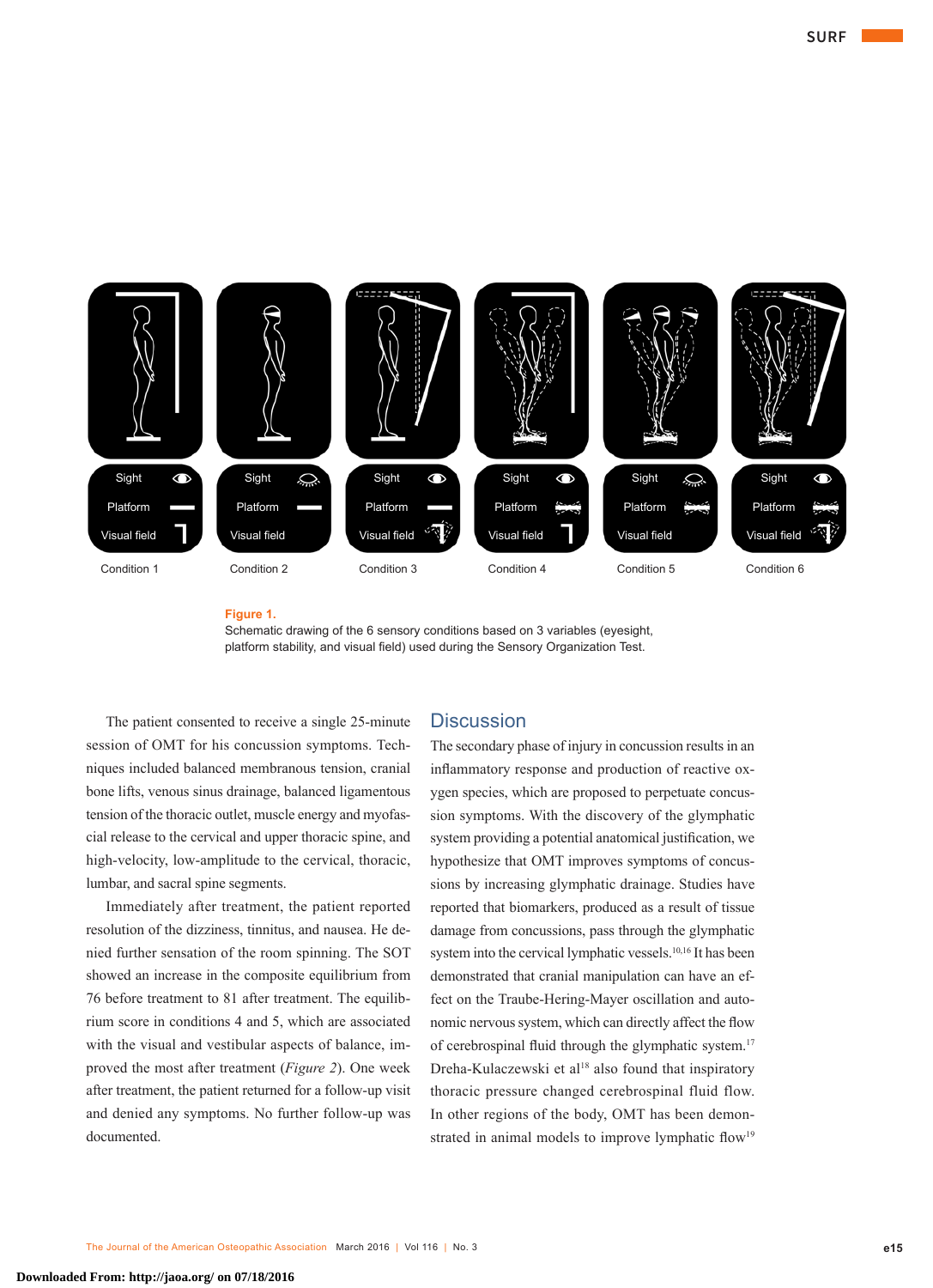Condition 1 — Sight, Platform, Visual field

Condition 2 — Sight, Platform, Visual field

Condition 3 — Sight, Platform, Visual field

Condition 4 — Sight, Platform, Visual field

Condition 5 — Sight, Platform, Visual field

Condition 6 — Sight, Platform, Visual field

**Figure 1.**
Schematic drawing of the 6 sensory conditions based on 3 variables (eyesight, platform stability, and visual field) used during the Sensory Organization Test.

The patient consented to receive a single 25-minute session of OMT for his concussion symptoms. Techniques included balanced membranous tension, cranial bone lifts, venous sinus drainage, balanced ligamentous tension of the thoracic outlet, muscle energy and myofascial release to the cervical and upper thoracic spine, and high-velocity, low-amplitude to the cervical, thoracic, lumbar, and sacral spine segments.

Immediately after treatment, the patient reported resolution of the dizziness, tinnitus, and nausea. He denied further sensation of the room spinning. The SOT showed an increase in the composite equilibrium from 76 before treatment to 81 after treatment. The equilibrium score in conditions 4 and 5, which are associated with the visual and vestibular aspects of balance, improved the most after treatment (*Figure 2*). One week after treatment, the patient returned for a follow-up visit and denied any symptoms. No further follow-up was documented.

## Discussion

The secondary phase of injury in concussion results in an inflammatory response and production of reactive oxygen species, which are proposed to perpetuate concussion symptoms. With the discovery of the glymphatic system providing a potential anatomical justification, we hypothesize that OMT improves symptoms of concussions by increasing glymphatic drainage. Studies have reported that biomarkers, produced as a result of tissue damage from concussions, pass through the glymphatic system into the cervical lymphatic vessels.[10,16] It has been demonstrated that cranial manipulation can have an effect on the Traube-Hering-Mayer oscillation and autonomic nervous system, which can directly affect the flow of cerebrospinal fluid through the glymphatic system.[17] Dreha-Kulaczewski et al[18] also found that inspiratory thoracic pressure changed cerebrospinal fluid flow. In other regions of the body, OMT has been demonstrated in animal models to improve lymphatic flow[19]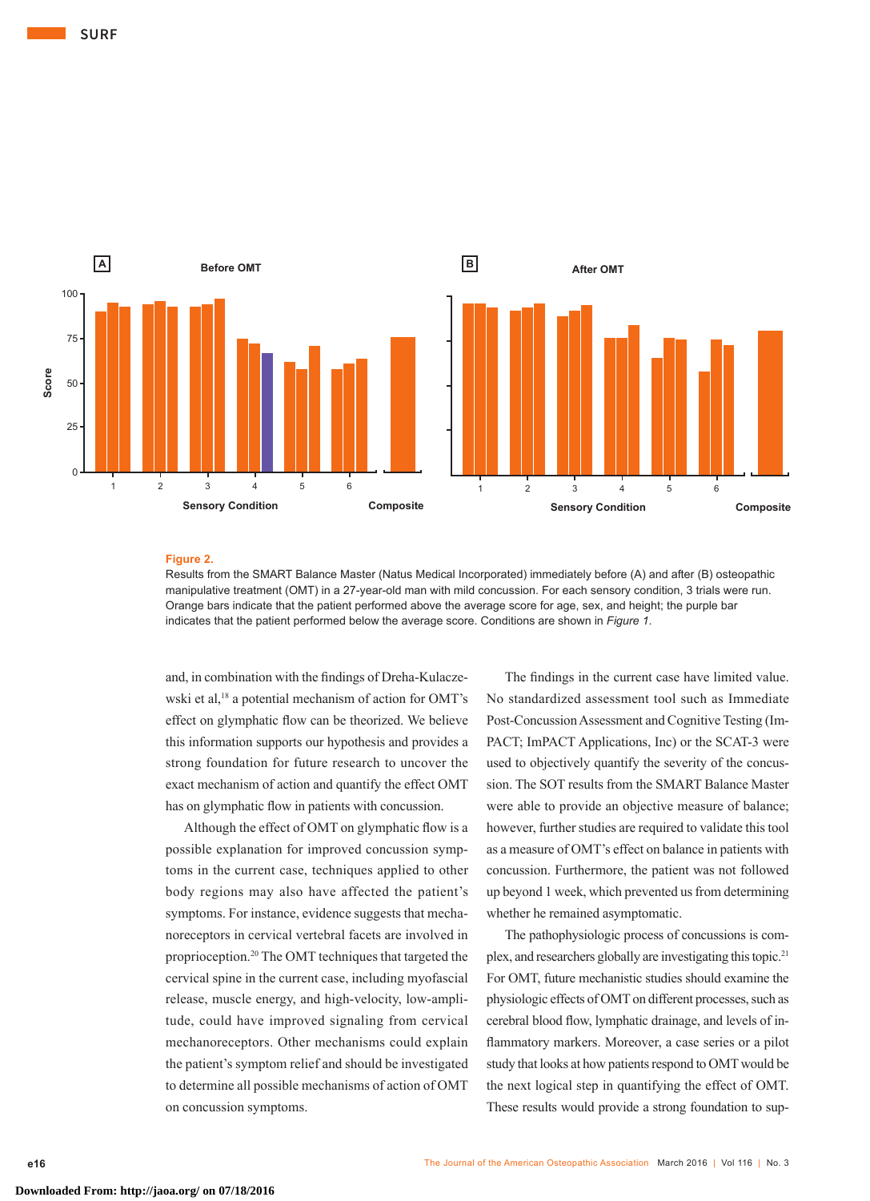Figure 2.

Results from the SMART Balance Master (Natus Medical Incorporated) immediately before (A) and after (B) osteopathic manipulative treatment (OMT) in a 27-year-old man with mild concussion. For each sensory condition, 3 trials were run. Orange bars indicate that the patient performed above the average score for age, sex, and height; the purple bar indicates that the patient performed below the average score. Conditions are shown in *Figure 1*.

and, in combination with the findings of Dreha-Kulaczewski et al,[18] a potential mechanism of action for OMT's effect on glymphatic flow can be theorized. We believe this information supports our hypothesis and provides a strong foundation for future research to uncover the exact mechanism of action and quantify the effect OMT has on glymphatic flow in patients with concussion.

Although the effect of OMT on glymphatic flow is a possible explanation for improved concussion symptoms in the current case, techniques applied to other body regions may also have affected the patient's symptoms. For instance, evidence suggests that mechanoreceptors in cervical vertebral facets are involved in proprioception.[20] The OMT techniques that targeted the cervical spine in the current case, including myofascial release, muscle energy, and high-velocity, low-amplitude, could have improved signaling from cervical mechanoreceptors. Other mechanisms could explain the patient's symptom relief and should be investigated to determine all possible mechanisms of action of OMT on concussion symptoms.

The findings in the current case have limited value. No standardized assessment tool such as Immediate Post-Concussion Assessment and Cognitive Testing (ImPACT; ImPACT Applications, Inc) or the SCAT-3 were used to objectively quantify the severity of the concussion. The SOT results from the SMART Balance Master were able to provide an objective measure of balance; however, further studies are required to validate this tool as a measure of OMT's effect on balance in patients with concussion. Furthermore, the patient was not followed up beyond 1 week, which prevented us from determining whether he remained asymptomatic.

The pathophysiologic process of concussions is complex, and researchers globally are investigating this topic.[21] For OMT, future mechanistic studies should examine the physiologic effects of OMT on different processes, such as cerebral blood flow, lymphatic drainage, and levels of inflammatory markers. Moreover, a case series or a pilot study that looks at how patients respond to OMT would be the next logical step in quantifying the effect of OMT. These results would provide a strong foundation to sup-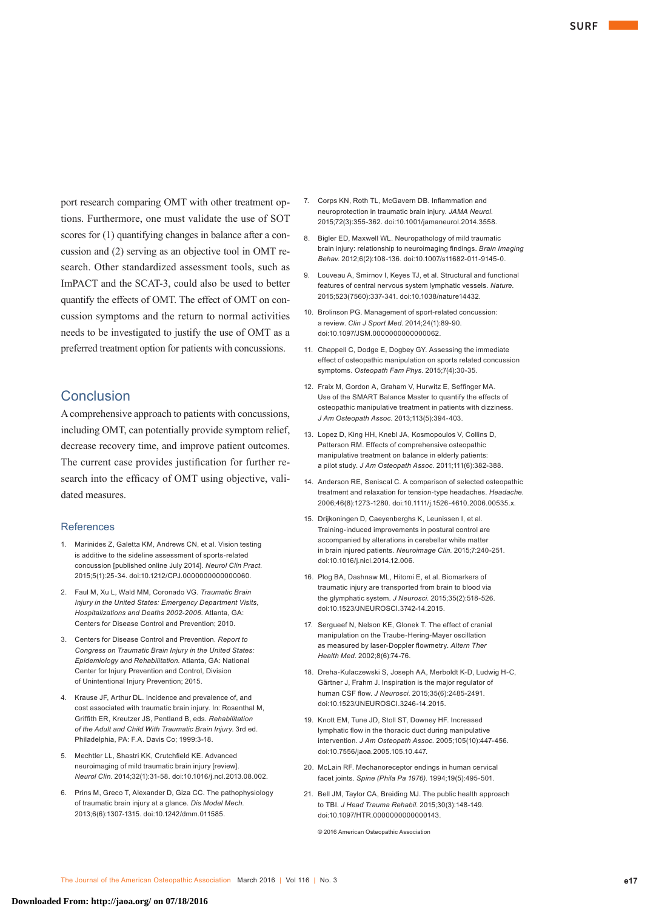port research comparing OMT with other treatment options. Furthermore, one must validate the use of SOT scores for (1) quantifying changes in balance after a concussion and (2) serving as an objective tool in OMT research. Other standardized assessment tools, such as ImPACT and the SCAT-3, could also be used to better quantify the effects of OMT. The effect of OMT on concussion symptoms and the return to normal activities needs to be investigated to justify the use of OMT as a preferred treatment option for patients with concussions.

## Conclusion

A comprehensive approach to patients with concussions, including OMT, can potentially provide symptom relief, decrease recovery time, and improve patient outcomes. The current case provides justification for further research into the efficacy of OMT using objective, validated measures.

## References

1. Marinides Z, Galetta KM, Andrews CN, et al. Vision testing is additive to the sideline assessment of sports-related concussion [published online July 2014]. *Neurol Clin Pract.* 2015;5(1):25-34. doi:10.1212/CPJ.0000000000000060.
2. Faul M, Xu L, Wald MM, Coronado VG. *Traumatic Brain Injury in the United States: Emergency Department Visits, Hospitalizations and Deaths 2002-2006*. Atlanta, GA: Centers for Disease Control and Prevention; 2010.
3. Centers for Disease Control and Prevention. *Report to Congress on Traumatic Brain Injury in the United States: Epidemiology and Rehabilitation.* Atlanta, GA: National Center for Injury Prevention and Control, Division of Unintentional Injury Prevention; 2015.
4. Krause JF, Arthur DL. Incidence and prevalence of, and cost associated with traumatic brain injury. In: Rosenthal M, Griffith ER, Kreutzer JS, Pentland B, eds. *Rehabilitation of the Adult and Child With Traumatic Brain Injury.* 3rd ed. Philadelphia, PA: F.A. Davis Co; 1999:3-18.
5. Mechtler LL, Shastri KK, Crutchfield KE. Advanced neuroimaging of mild traumatic brain injury [review]. *Neurol Clin.* 2014;32(1):31-58. doi:10.1016/j.ncl.2013.08.002.
6. Prins M, Greco T, Alexander D, Giza CC. The pathophysiology of traumatic brain injury at a glance. *Dis Model Mech.* 2013;6(6):1307-1315. doi:10.1242/dmm.011585.
7. Corps KN, Roth TL, McGavern DB. Inflammation and neuroprotection in traumatic brain injury. *JAMA Neurol.* 2015;72(3):355-362. doi:10.1001/jamaneurol.2014.3558.
8. Bigler ED, Maxwell WL. Neuropathology of mild traumatic brain injury: relationship to neuroimaging findings. *Brain Imaging Behav.* 2012;6(2):108-136. doi:10.1007/s11682-011-9145-0.
9. Louveau A, Smirnov I, Keyes TJ, et al. Structural and functional features of central nervous system lymphatic vessels. *Nature.* 2015;523(7560):337-341. doi:10.1038/nature14432.
10. Brolinson PG. Management of sport-related concussion: a review. *Clin J Sport Med.* 2014;24(1):89-90. doi:10.1097/JSM.0000000000000062.
11. Chappell C, Dodge E, Dogbey GY. Assessing the immediate effect of osteopathic manipulation on sports related concussion symptoms. *Osteopath Fam Phys.* 2015;7(4):30-35.
12. Fraix M, Gordon A, Graham V, Hurwitz E, Seffinger MA. Use of the SMART Balance Master to quantify the effects of osteopathic manipulative treatment in patients with dizziness. *J Am Osteopath Assoc.* 2013;113(5):394-403.
13. Lopez D, King HH, Knebl JA, Kosmopoulos V, Collins D, Patterson RM. Effects of comprehensive osteopathic manipulative treatment on balance in elderly patients: a pilot study. *J Am Osteopath Assoc.* 2011;111(6):382-388.
14. Anderson RE, Seniscal C. A comparison of selected osteopathic treatment and relaxation for tension-type headaches. *Headache.* 2006;46(8):1273-1280. doi:10.1111/j.1526-4610.2006.00535.x.
15. Drijkoningen D, Caeyenberghs K, Leunissen I, et al. Training-induced improvements in postural control are accompanied by alterations in cerebellar white matter in brain injured patients. *Neuroimage Clin.* 2015;7:240-251. doi:10.1016/j.nicl.2014.12.006.
16. Plog BA, Dashnaw ML, Hitomi E, et al. Biomarkers of traumatic injury are transported from brain to blood via the glymphatic system. *J Neurosci.* 2015;35(2):518-526. doi:10.1523/JNEUROSCI.3742-14.2015.
17. Sergueef N, Nelson KE, Glonek T. The effect of cranial manipulation on the Traube-Hering-Mayer oscillation as measured by laser-Doppler flowmetry. *Altern Ther Health Med.* 2002;8(6):74-76.
18. Dreha-Kulaczewski S, Joseph AA, Merboldt K-D, Ludwig H-C, Gärtner J, Frahm J. Inspiration is the major regulator of human CSF flow. *J Neurosci.* 2015;35(6):2485-2491. doi:10.1523/JNEUROSCI.3246-14.2015.
19. Knott EM, Tune JD, Stoll ST, Downey HF. Increased lymphatic flow in the thoracic duct during manipulative intervention. *J Am Osteopath Assoc.* 2005;105(10):447-456. doi:10.7556/jaoa.2005.105.10.447.
20. McLain RF. Mechanoreceptor endings in human cervical facet joints. *Spine (Phila Pa 1976).* 1994;19(5):495-501.
21. Bell JM, Taylor CA, Breiding MJ. The public health approach to TBI. *J Head Trauma Rehabil.* 2015;30(3):148-149. doi:10.1097/HTR.0000000000000143.

© 2016 American Osteopathic Association